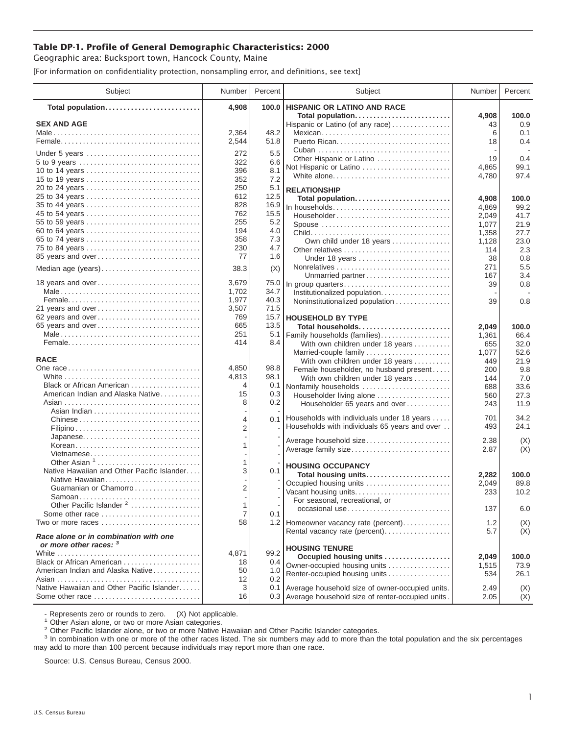# Table DP-1. Profile of General Demographic Characteristics: 2000

Geographic area: Bucksport town, Hancock County, Maine

[For information on confidentiality protection, nonsampling error, and definitions, see text]

| Subject | Number | Percent |
|---|---|---|
| **Total population** | **4,908** | **100.0** |
| **SEX AND AGE** | | |
| Male | 2,364 | 48.2 |
| Female | 2,544 | 51.8 |
| Under 5 years | 272 | 5.5 |
| 5 to 9 years | 322 | 6.6 |
| 10 to 14 years | 396 | 8.1 |
| 15 to 19 years | 352 | 7.2 |
| 20 to 24 years | 250 | 5.1 |
| 25 to 34 years | 612 | 12.5 |
| 35 to 44 years | 828 | 16.9 |
| 45 to 54 years | 762 | 15.5 |
| 55 to 59 years | 255 | 5.2 |
| 60 to 64 years | 194 | 4.0 |
| 65 to 74 years | 358 | 7.3 |
| 75 to 84 years | 230 | 4.7 |
| 85 years and over | 77 | 1.6 |
| Median age (years) | 38.3 | (X) |
| 18 years and over | 3,679 | 75.0 |
| Male | 1,702 | 34.7 |
| Female | 1,977 | 40.3 |
| 21 years and over | 3,507 | 71.5 |
| 62 years and over | 769 | 15.7 |
| 65 years and over | 665 | 13.5 |
| Male | 251 | 5.1 |
| Female | 414 | 8.4 |
| **RACE** | | |
| One race | 4,850 | 98.8 |
| White | 4,813 | 98.1 |
| Black or African American | 4 | 0.1 |
| American Indian and Alaska Native | 15 | 0.3 |
| Asian | 8 | 0.2 |
| Asian Indian | - | - |
| Chinese | 4 | 0.1 |
| Filipino | 2 | - |
| Japanese | - | - |
| Korean | 1 | - |
| Vietnamese | - | - |
| Other Asian [1] | 1 | - |
| Native Hawaiian and Other Pacific Islander | 3 | 0.1 |
| Native Hawaiian | - | - |
| Guamanian or Chamorro | 2 | - |
| Samoan | - | - |
| Other Pacific Islander [2] | 1 | - |
| Some other race | 7 | 0.1 |
| Two or more races | 58 | 1.2 |
| ***Race alone or in combination with one or more other races:*** [3] | | |
| White | 4,871 | 99.2 |
| Black or African American | 18 | 0.4 |
| American Indian and Alaska Native | 50 | 1.0 |
| Asian | 12 | 0.2 |
| Native Hawaiian and Other Pacific Islander | 3 | 0.1 |
| Some other race | 16 | 0.3 |
| **HISPANIC OR LATINO AND RACE** | | |
| **Total population** | **4,908** | **100.0** |
| Hispanic or Latino (of any race) | 43 | 0.9 |
| Mexican | 6 | 0.1 |
| Puerto Rican | 18 | 0.4 |
| Cuban | - | - |
| Other Hispanic or Latino | 19 | 0.4 |
| Not Hispanic or Latino | 4,865 | 99.1 |
| White alone | 4,780 | 97.4 |
| **RELATIONSHIP** | | |
| **Total population** | **4,908** | **100.0** |
| In households | 4,869 | 99.2 |
| Householder | 2,049 | 41.7 |
| Spouse | 1,077 | 21.9 |
| Child | 1,358 | 27.7 |
| Own child under 18 years | 1,128 | 23.0 |
| Other relatives | 114 | 2.3 |
| Under 18 years | 38 | 0.8 |
| Nonrelatives | 271 | 5.5 |
| Unmarried partner | 167 | 3.4 |
| In group quarters | 39 | 0.8 |
| Institutionalized population | - | - |
| Noninstitutionalized population | 39 | 0.8 |
| **HOUSEHOLD BY TYPE** | | |
| **Total households** | **2,049** | **100.0** |
| Family households (families) | 1,361 | 66.4 |
| With own children under 18 years | 655 | 32.0 |
| Married-couple family | 1,077 | 52.6 |
| With own children under 18 years | 449 | 21.9 |
| Female householder, no husband present | 200 | 9.8 |
| With own children under 18 years | 144 | 7.0 |
| Nonfamily households | 688 | 33.6 |
| Householder living alone | 560 | 27.3 |
| Householder 65 years and over | 243 | 11.9 |
| Households with individuals under 18 years | 701 | 34.2 |
| Households with individuals 65 years and over | 493 | 24.1 |
| Average household size | 2.38 | (X) |
| Average family size | 2.87 | (X) |
| **HOUSING OCCUPANCY** | | |
| **Total housing units** | **2,282** | **100.0** |
| Occupied housing units | 2,049 | 89.8 |
| Vacant housing units | 233 | 10.2 |
| For seasonal, recreational, or occasional use | 137 | 6.0 |
| Homeowner vacancy rate (percent) | 1.2 | (X) |
| Rental vacancy rate (percent) | 5.7 | (X) |
| **HOUSING TENURE** | | |
| **Occupied housing units** | **2,049** | **100.0** |
| Owner-occupied housing units | 1,515 | 73.9 |
| Renter-occupied housing units | 534 | 26.1 |
| Average household size of owner-occupied units | 2.49 | (X) |
| Average household size of renter-occupied units | 2.05 | (X) |

- Represents zero or rounds to zero. (X) Not applicable.

[1] Other Asian alone, or two or more Asian categories.

[2] Other Pacific Islander alone, or two or more Native Hawaiian and Other Pacific Islander categories.

[3] In combination with one or more of the other races listed. The six numbers may add to more than the total population and the six percentages may add to more than 100 percent because individuals may report more than one race.

Source: U.S. Census Bureau, Census 2000.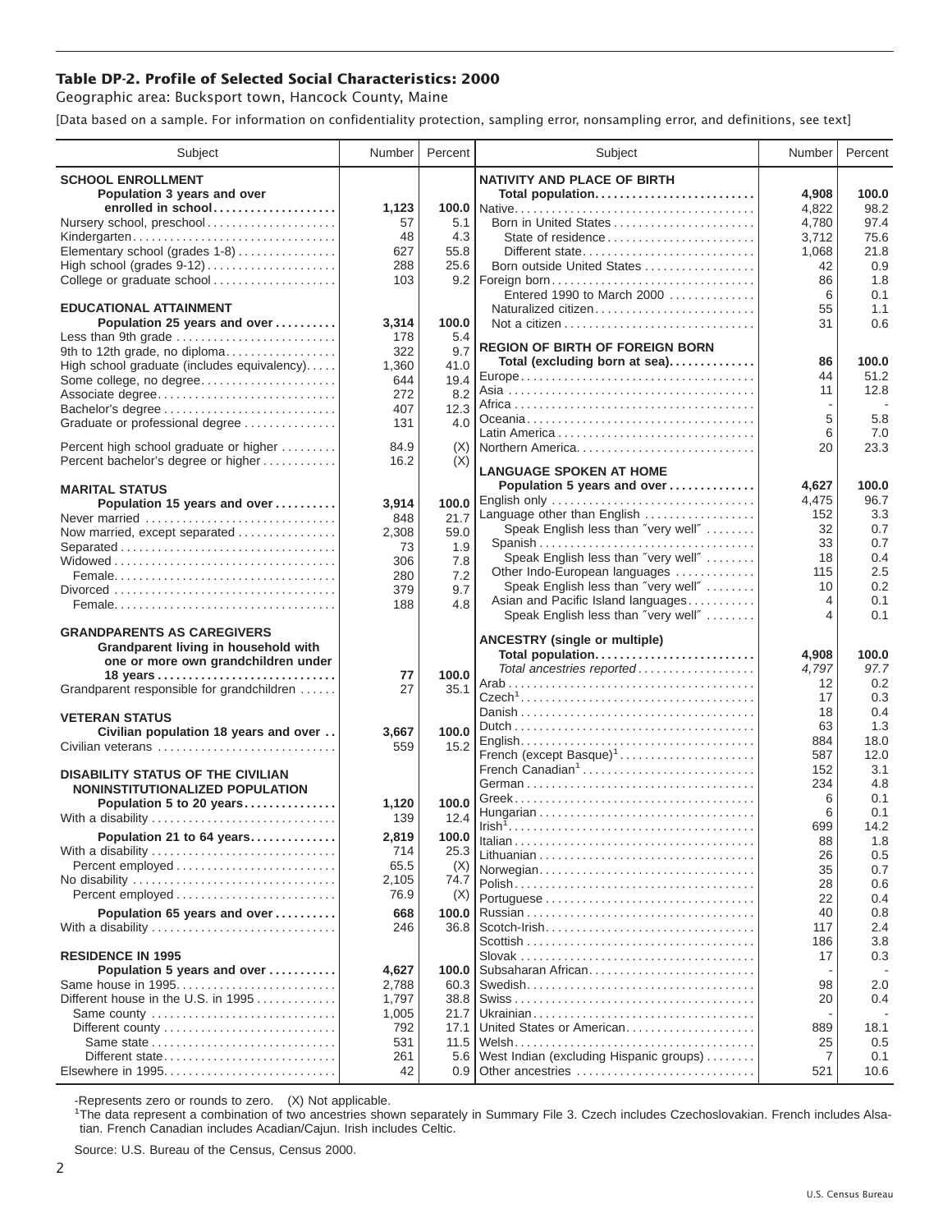# Table DP-2. Profile of Selected Social Characteristics: 2000

Geographic area: Bucksport town, Hancock County, Maine

[Data based on a sample. For information on confidentiality protection, sampling error, nonsampling error, and definitions, see text]

| Subject | Number | Percent |
|---|---|---|
| **SCHOOL ENROLLMENT** | | |
| **Population 3 years and over enrolled in school** | **1,123** | **100.0** |
| Nursery school, preschool | 57 | 5.1 |
| Kindergarten | 48 | 4.3 |
| Elementary school (grades 1-8) | 627 | 55.8 |
| High school (grades 9-12) | 288 | 25.6 |
| College or graduate school | 103 | 9.2 |
| **EDUCATIONAL ATTAINMENT** | | |
| **Population 25 years and over** | **3,314** | **100.0** |
| Less than 9th grade | 178 | 5.4 |
| 9th to 12th grade, no diploma | 322 | 9.7 |
| High school graduate (includes equivalency) | 1,360 | 41.0 |
| Some college, no degree | 644 | 19.4 |
| Associate degree | 272 | 8.2 |
| Bachelor's degree | 407 | 12.3 |
| Graduate or professional degree | 131 | 4.0 |
| Percent high school graduate or higher | 84.9 | (X) |
| Percent bachelor's degree or higher | 16.2 | (X) |
| **MARITAL STATUS** | | |
| **Population 15 years and over** | **3,914** | **100.0** |
| Never married | 848 | 21.7 |
| Now married, except separated | 2,308 | 59.0 |
| Separated | 73 | 1.9 |
| Widowed | 306 | 7.8 |
| Female | 280 | 7.2 |
| Divorced | 379 | 9.7 |
| Female | 188 | 4.8 |
| **GRANDPARENTS AS CAREGIVERS** | | |
| **Grandparent living in household with one or more own grandchildren under 18 years** | **77** | **100.0** |
| Grandparent responsible for grandchildren | 27 | 35.1 |
| **VETERAN STATUS** | | |
| **Civilian population 18 years and over** | **3,667** | **100.0** |
| Civilian veterans | 559 | 15.2 |
| **DISABILITY STATUS OF THE CIVILIAN NONINSTITUTIONALIZED POPULATION** | | |
| **Population 5 to 20 years** | **1,120** | **100.0** |
| With a disability | 139 | 12.4 |
| **Population 21 to 64 years** | **2,819** | **100.0** |
| With a disability | 714 | 25.3 |
| Percent employed | 65.5 | (X) |
| No disability | 2,105 | 74.7 |
| Percent employed | 76.9 | (X) |
| **Population 65 years and over** | **668** | **100.0** |
| With a disability | 246 | 36.8 |
| **RESIDENCE IN 1995** | | |
| **Population 5 years and over** | **4,627** | **100.0** |
| Same house in 1995 | 2,788 | 60.3 |
| Different house in the U.S. in 1995 | 1,797 | 38.8 |
| Same county | 1,005 | 21.7 |
| Different county | 792 | 17.1 |
| Same state | 531 | 11.5 |
| Different state | 261 | 5.6 |
| Elsewhere in 1995 | 42 | 0.9 |

| Subject | Number | Percent |
|---|---|---|
| **NATIVITY AND PLACE OF BIRTH** | | |
| **Total population** | **4,908** | **100.0** |
| Native | 4,822 | 98.2 |
| Born in United States | 4,780 | 97.4 |
| State of residence | 3,712 | 75.6 |
| Different state | 1,068 | 21.8 |
| Born outside United States | 42 | 0.9 |
| Foreign born | 86 | 1.8 |
| Entered 1990 to March 2000 | 6 | 0.1 |
| Naturalized citizen | 55 | 1.1 |
| Not a citizen | 31 | 0.6 |
| **REGION OF BIRTH OF FOREIGN BORN** | | |
| **Total (excluding born at sea)** | **86** | **100.0** |
| Europe | 44 | 51.2 |
| Asia | 11 | 12.8 |
| Africa | - | - |
| Oceania | 5 | 5.8 |
| Latin America | 6 | 7.0 |
| Northern America | 20 | 23.3 |
| **LANGUAGE SPOKEN AT HOME** | | |
| **Population 5 years and over** | **4,627** | **100.0** |
| English only | 4,475 | 96.7 |
| Language other than English | 152 | 3.3 |
| Speak English less than "very well" | 32 | 0.7 |
| Spanish | 33 | 0.7 |
| Speak English less than "very well" | 18 | 0.4 |
| Other Indo-European languages | 115 | 2.5 |
| Speak English less than "very well" | 10 | 0.2 |
| Asian and Pacific Island languages | 4 | 0.1 |
| Speak English less than "very well" | 4 | 0.1 |
| **ANCESTRY (single or multiple)** | | |
| **Total population** | **4,908** | **100.0** |
| *Total ancestries reported* | *4,797* | *97.7* |
| Arab | 12 | 0.2 |
| Czech[1] | 17 | 0.3 |
| Danish | 18 | 0.4 |
| Dutch | 63 | 1.3 |
| English | 884 | 18.0 |
| French (except Basque)[1] | 587 | 12.0 |
| French Canadian[1] | 152 | 3.1 |
| German | 234 | 4.8 |
| Greek | 6 | 0.1 |
| Hungarian | 6 | 0.1 |
| Irish[1] | 699 | 14.2 |
| Italian | 88 | 1.8 |
| Lithuanian | 26 | 0.5 |
| Norwegian | 35 | 0.7 |
| Polish | 28 | 0.6 |
| Portuguese | 22 | 0.4 |
| Russian | 40 | 0.8 |
| Scotch-Irish | 117 | 2.4 |
| Scottish | 186 | 3.8 |
| Slovak | 17 | 0.3 |
| Subsaharan African | - | - |
| Swedish | 98 | 2.0 |
| Swiss | 20 | 0.4 |
| Ukrainian | - | - |
| United States or American | 889 | 18.1 |
| Welsh | 25 | 0.5 |
| West Indian (excluding Hispanic groups) | 7 | 0.1 |
| Other ancestries | 521 | 10.6 |

-Represents zero or rounds to zero. (X) Not applicable.

[1]The data represent a combination of two ancestries shown separately in Summary File 3. Czech includes Czechoslovakian. French includes Alsatian. French Canadian includes Acadian/Cajun. Irish includes Celtic.

Source: U.S. Bureau of the Census, Census 2000.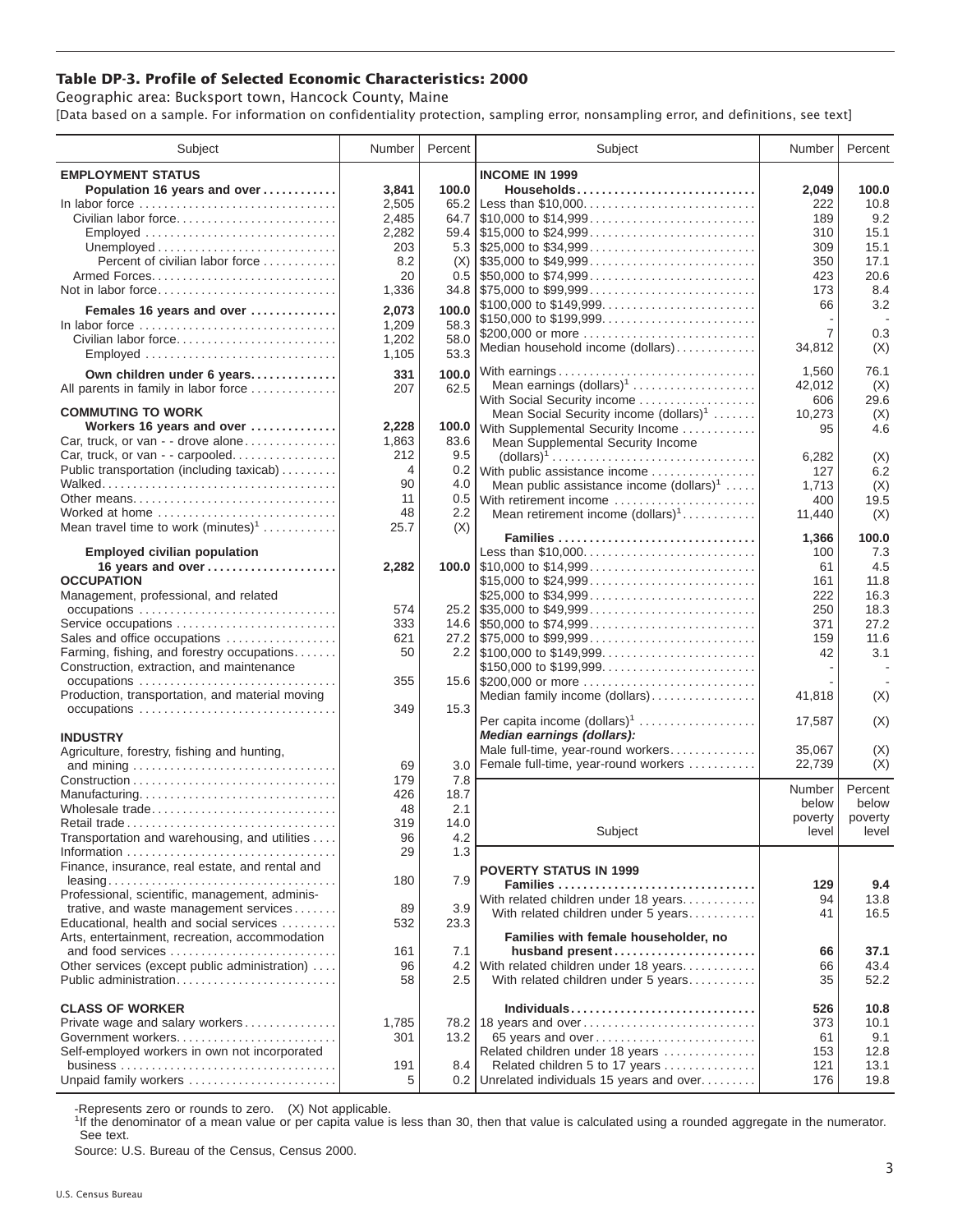# Table DP-3. Profile of Selected Economic Characteristics: 2000

Geographic area: Bucksport town, Hancock County, Maine

[Data based on a sample. For information on confidentiality protection, sampling error, nonsampling error, and definitions, see text]

| Subject | Number | Percent |
|---|---|---|
| **EMPLOYMENT STATUS** | | |
| **Population 16 years and over** | **3,841** | **100.0** |
| In labor force | 2,505 | 65.2 |
| Civilian labor force | 2,485 | 64.7 |
| Employed | 2,282 | 59.4 |
| Unemployed | 203 | 5.3 |
| Percent of civilian labor force | 8.2 | (X) |
| Armed Forces | 20 | 0.5 |
| Not in labor force | 1,336 | 34.8 |
| **Females 16 years and over** | **2,073** | **100.0** |
| In labor force | 1,209 | 58.3 |
| Civilian labor force | 1,202 | 58.0 |
| Employed | 1,105 | 53.3 |
| **Own children under 6 years** | **331** | **100.0** |
| All parents in family in labor force | 207 | 62.5 |
| **COMMUTING TO WORK** | | |
| **Workers 16 years and over** | **2,228** | **100.0** |
| Car, truck, or van - - drove alone | 1,863 | 83.6 |
| Car, truck, or van - - carpooled | 212 | 9.5 |
| Public transportation (including taxicab) | 4 | 0.2 |
| Walked | 90 | 4.0 |
| Other means | 11 | 0.5 |
| Worked at home | 48 | 2.2 |
| Mean travel time to work (minutes)[1] | 25.7 | (X) |
| **Employed civilian population 16 years and over** | **2,282** | **100.0** |
| **OCCUPATION** | | |
| Management, professional, and related occupations | 574 | 25.2 |
| Service occupations | 333 | 14.6 |
| Sales and office occupations | 621 | 27.2 |
| Farming, fishing, and forestry occupations | 50 | 2.2 |
| Construction, extraction, and maintenance occupations | 355 | 15.6 |
| Production, transportation, and material moving occupations | 349 | 15.3 |
| **INDUSTRY** | | |
| Agriculture, forestry, fishing and hunting, and mining | 69 | 3.0 |
| Construction | 179 | 7.8 |
| Manufacturing | 426 | 18.7 |
| Wholesale trade | 48 | 2.1 |
| Retail trade | 319 | 14.0 |
| Transportation and warehousing, and utilities | 96 | 4.2 |
| Information | 29 | 1.3 |
| Finance, insurance, real estate, and rental and leasing | 180 | 7.9 |
| Professional, scientific, management, administrative, and waste management services | 89 | 3.9 |
| Educational, health and social services | 532 | 23.3 |
| Arts, entertainment, recreation, accommodation and food services | 161 | 7.1 |
| Other services (except public administration) | 96 | 4.2 |
| Public administration | 58 | 2.5 |
| **CLASS OF WORKER** | | |
| Private wage and salary workers | 1,785 | 78.2 |
| Government workers | 301 | 13.2 |
| Self-employed workers in own not incorporated business | 191 | 8.4 |
| Unpaid family workers | 5 | 0.2 |

| Subject | Number | Percent |
|---|---|---|
| **INCOME IN 1999** | | |
| **Households** | **2,049** | **100.0** |
| Less than $10,000 | 222 | 10.8 |
| $10,000 to $14,999 | 189 | 9.2 |
| $15,000 to $24,999 | 310 | 15.1 |
| $25,000 to $34,999 | 309 | 15.1 |
| $35,000 to $49,999 | 350 | 17.1 |
| $50,000 to $74,999 | 423 | 20.6 |
| $75,000 to $99,999 | 173 | 8.4 |
| $100,000 to $149,999 | 66 | 3.2 |
| $150,000 to $199,999 | - | - |
| $200,000 or more | 7 | 0.3 |
| Median household income (dollars) | 34,812 | (X) |
| With earnings | 1,560 | 76.1 |
| Mean earnings (dollars)[1] | 42,012 | (X) |
| With Social Security income | 606 | 29.6 |
| Mean Social Security income (dollars)[1] | 10,273 | (X) |
| With Supplemental Security Income | 95 | 4.6 |
| Mean Supplemental Security Income (dollars)[1] | 6,282 | (X) |
| With public assistance income | 127 | 6.2 |
| Mean public assistance income (dollars)[1] | 1,713 | (X) |
| With retirement income | 400 | 19.5 |
| Mean retirement income (dollars)[1] | 11,440 | (X) |
| **Families** | **1,366** | **100.0** |
| Less than $10,000 | 100 | 7.3 |
| $10,000 to $14,999 | 61 | 4.5 |
| $15,000 to $24,999 | 161 | 11.8 |
| $25,000 to $34,999 | 222 | 16.3 |
| $35,000 to $49,999 | 250 | 18.3 |
| $50,000 to $74,999 | 371 | 27.2 |
| $75,000 to $99,999 | 159 | 11.6 |
| $100,000 to $149,999 | 42 | 3.1 |
| $150,000 to $199,999 | - | - |
| $200,000 or more | - | - |
| Median family income (dollars) | 41,818 | (X) |
| Per capita income (dollars)[1] | 17,587 | (X) |
| ***Median earnings (dollars):*** | | |
| Male full-time, year-round workers | 35,067 | (X) |
| Female full-time, year-round workers | 22,739 | (X) |

| Subject | Number below poverty level | Percent below poverty level |
|---|---|---|
| **POVERTY STATUS IN 1999** | | |
| **Families** | **129** | **9.4** |
| With related children under 18 years | 94 | 13.8 |
| With related children under 5 years | 41 | 16.5 |
| **Families with female householder, no husband present** | **66** | **37.1** |
| With related children under 18 years | 66 | 43.4 |
| With related children under 5 years | 35 | 52.2 |
| **Individuals** | **526** | **10.8** |
| 18 years and over | 373 | 10.1 |
| 65 years and over | 61 | 9.1 |
| Related children under 18 years | 153 | 12.8 |
| Related children 5 to 17 years | 121 | 13.1 |
| Unrelated individuals 15 years and over | 176 | 19.8 |

-Represents zero or rounds to zero. (X) Not applicable.

[1]If the denominator of a mean value or per capita value is less than 30, then that value is calculated using a rounded aggregate in the numerator. See text.

Source: U.S. Bureau of the Census, Census 2000.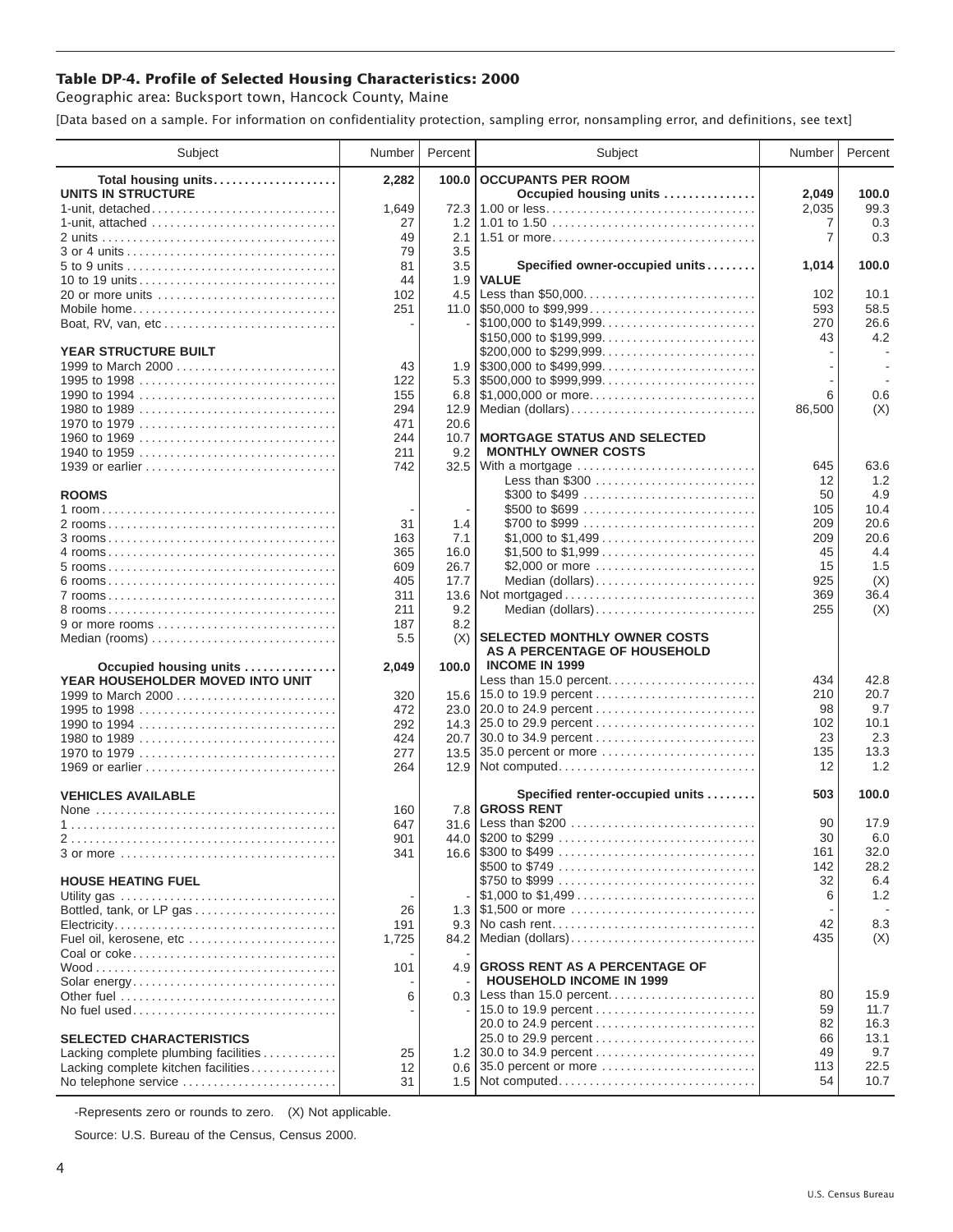# Table DP-4. Profile of Selected Housing Characteristics: 2000

Geographic area: Bucksport town, Hancock County, Maine

[Data based on a sample. For information on confidentiality protection, sampling error, nonsampling error, and definitions, see text]

| Subject | Number | Percent | Subject | Number | Percent |
|---|---|---|---|---|---|
| **Total housing units** | **2,282** | **100.0** | **OCCUPANTS PER ROOM** | | |
| **UNITS IN STRUCTURE** | | | **Occupied housing units** | **2,049** | **100.0** |
| 1-unit, detached | 1,649 | 72.3 | 1.00 or less | 2,035 | 99.3 |
| 1-unit, attached | 27 | 1.2 | 1.01 to 1.50 | 7 | 0.3 |
| 2 units | 49 | 2.1 | 1.51 or more | 7 | 0.3 |
| 3 or 4 units | 79 | 3.5 | | | |
| 5 to 9 units | 81 | 3.5 | **Specified owner-occupied units** | **1,014** | **100.0** |
| 10 to 19 units | 44 | 1.9 | **VALUE** | | |
| 20 or more units | 102 | 4.5 | Less than $50,000 | 102 | 10.1 |
| Mobile home | 251 | 11.0 | $50,000 to $99,999 | 593 | 58.5 |
| Boat, RV, van, etc | - | - | $100,000 to $149,999 | 270 | 26.6 |
| | | | $150,000 to $199,999 | 43 | 4.2 |
| **YEAR STRUCTURE BUILT** | | | $200,000 to $299,999 | - | - |
| 1999 to March 2000 | 43 | 1.9 | $300,000 to $499,999 | - | - |
| 1995 to 1998 | 122 | 5.3 | $500,000 to $999,999 | - | - |
| 1990 to 1994 | 155 | 6.8 | $1,000,000 or more | 6 | 0.6 |
| 1980 to 1989 | 294 | 12.9 | Median (dollars) | 86,500 | (X) |
| 1970 to 1979 | 471 | 20.6 | | | |
| 1960 to 1969 | 244 | 10.7 | **MORTGAGE STATUS AND SELECTED** | | |
| 1940 to 1959 | 211 | 9.2 | **MONTHLY OWNER COSTS** | | |
| 1939 or earlier | 742 | 32.5 | With a mortgage | 645 | 63.6 |
| | | | Less than $300 | 12 | 1.2 |
| **ROOMS** | | | $300 to $499 | 50 | 4.9 |
| 1 room | - | - | $500 to $699 | 105 | 10.4 |
| 2 rooms | 31 | 1.4 | $700 to $999 | 209 | 20.6 |
| 3 rooms | 163 | 7.1 | $1,000 to $1,499 | 209 | 20.6 |
| 4 rooms | 365 | 16.0 | $1,500 to $1,999 | 45 | 4.4 |
| 5 rooms | 609 | 26.7 | $2,000 or more | 15 | 1.5 |
| 6 rooms | 405 | 17.7 | Median (dollars) | 925 | (X) |
| 7 rooms | 311 | 13.6 | Not mortgaged | 369 | 36.4 |
| 8 rooms | 211 | 9.2 | Median (dollars) | 255 | (X) |
| 9 or more rooms | 187 | 8.2 | | | |
| Median (rooms) | 5.5 | (X) | **SELECTED MONTHLY OWNER COSTS AS A PERCENTAGE OF HOUSEHOLD** | | |
| **Occupied housing units** | **2,049** | **100.0** | **INCOME IN 1999** | | |
| **YEAR HOUSEHOLDER MOVED INTO UNIT** | | | Less than 15.0 percent | 434 | 42.8 |
| 1999 to March 2000 | 320 | 15.6 | 15.0 to 19.9 percent | 210 | 20.7 |
| 1995 to 1998 | 472 | 23.0 | 20.0 to 24.9 percent | 98 | 9.7 |
| 1990 to 1994 | 292 | 14.3 | 25.0 to 29.9 percent | 102 | 10.1 |
| 1980 to 1989 | 424 | 20.7 | 30.0 to 34.9 percent | 23 | 2.3 |
| 1970 to 1979 | 277 | 13.5 | 35.0 percent or more | 135 | 13.3 |
| 1969 or earlier | 264 | 12.9 | Not computed | 12 | 1.2 |
| | | | | | |
| **VEHICLES AVAILABLE** | | | **Specified renter-occupied units** | **503** | **100.0** |
| None | 160 | 7.8 | **GROSS RENT** | | |
| 1 | 647 | 31.6 | Less than $200 | 90 | 17.9 |
| 2 | 901 | 44.0 | $200 to $299 | 30 | 6.0 |
| 3 or more | 341 | 16.6 | $300 to $499 | 161 | 32.0 |
| | | | $500 to $749 | 142 | 28.2 |
| **HOUSE HEATING FUEL** | | | $750 to $999 | 32 | 6.4 |
| Utility gas | - | - | $1,000 to $1,499 | 6 | 1.2 |
| Bottled, tank, or LP gas | 26 | 1.3 | $1,500 or more | - | - |
| Electricity | 191 | 9.3 | No cash rent | 42 | 8.3 |
| Fuel oil, kerosene, etc | 1,725 | 84.2 | Median (dollars) | 435 | (X) |
| Coal or coke | - | - | | | |
| Wood | 101 | 4.9 | **GROSS RENT AS A PERCENTAGE OF** | | |
| Solar energy | - | - | **HOUSEHOLD INCOME IN 1999** | | |
| Other fuel | 6 | 0.3 | Less than 15.0 percent | 80 | 15.9 |
| No fuel used | - | - | 15.0 to 19.9 percent | 59 | 11.7 |
| | | | 20.0 to 24.9 percent | 82 | 16.3 |
| **SELECTED CHARACTERISTICS** | | | 25.0 to 29.9 percent | 66 | 13.1 |
| Lacking complete plumbing facilities | 25 | 1.2 | 30.0 to 34.9 percent | 49 | 9.7 |
| Lacking complete kitchen facilities | 12 | 0.6 | 35.0 percent or more | 113 | 22.5 |
| No telephone service | 31 | 1.5 | Not computed | 54 | 10.7 |

-Represents zero or rounds to zero. (X) Not applicable.

Source: U.S. Bureau of the Census, Census 2000.